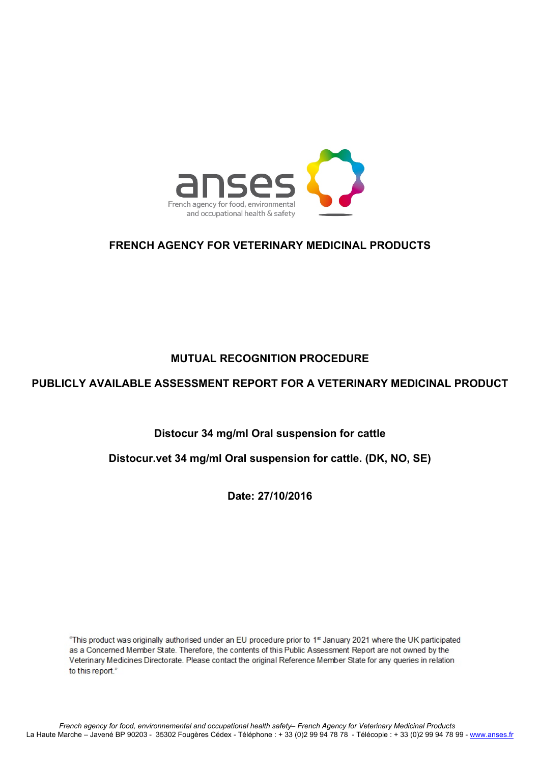anses
French agency for food, environmental and occupational health & safety

**FRENCH AGENCY FOR VETERINARY MEDICINAL PRODUCTS**

**MUTUAL RECOGNITION PROCEDURE**

**PUBLICLY AVAILABLE ASSESSMENT REPORT FOR A VETERINARY MEDICINAL PRODUCT**

**Distocur 34 mg/ml Oral suspension for cattle**

**Distocur.vet 34 mg/ml Oral suspension for cattle. (DK, NO, SE)**

**Date: 27/10/2016**

"This product was originally authorised under an EU procedure prior to 1st January 2021 where the UK participated as a Concerned Member State. Therefore, the contents of this Public Assessment Report are not owned by the Veterinary Medicines Directorate. Please contact the original Reference Member State for any queries in relation to this report."

*French agency for food, environnemental and occupational health safety– French Agency for Veterinary Medicinal Products*
La Haute Marche – Javené BP 90203 - 35302 Fougères Cédex - Téléphone : + 33 (0)2 99 94 78 78 - Télécopie : + 33 (0)2 99 94 78 99 - www.anses.fr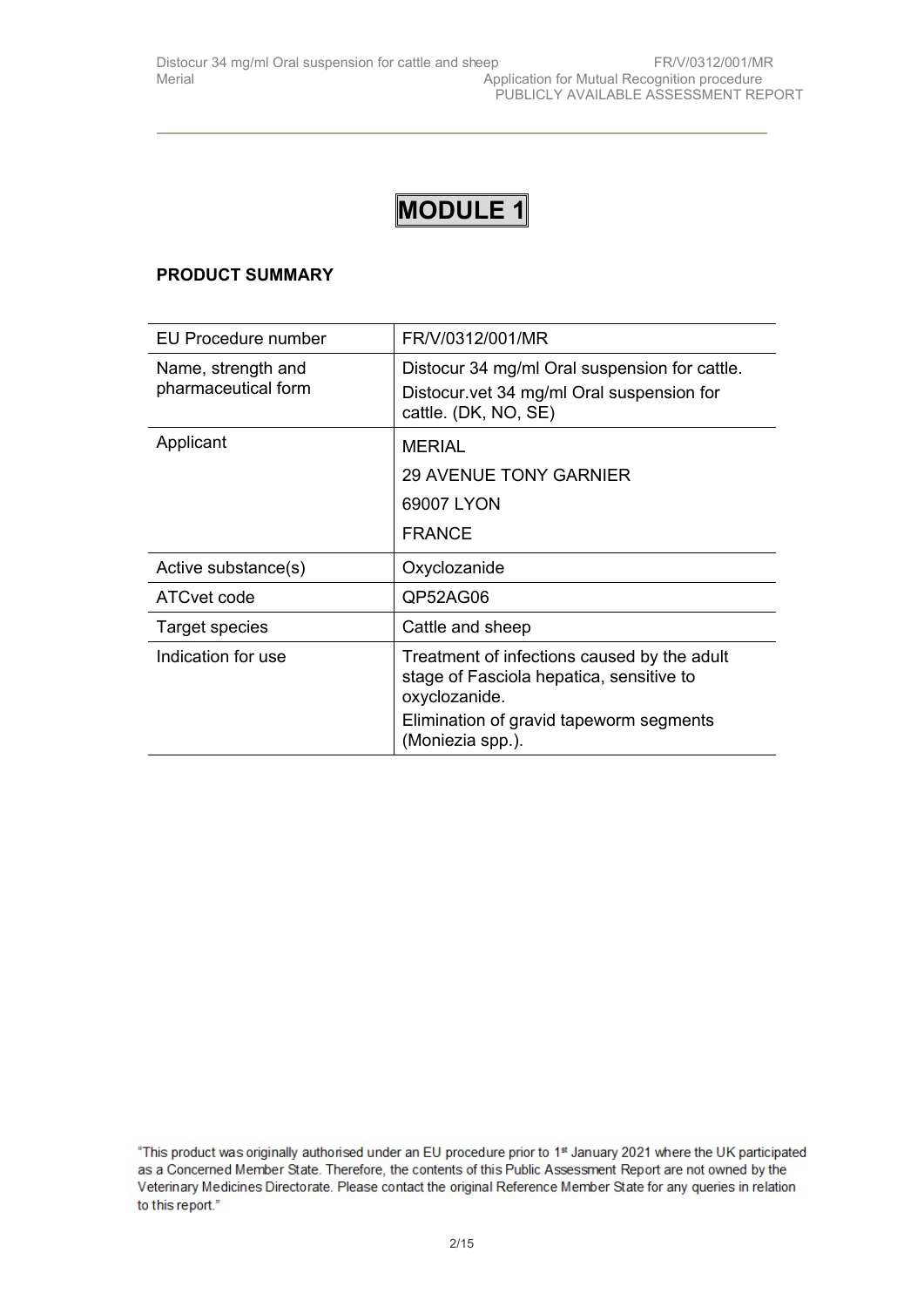# MODULE 1

**PRODUCT SUMMARY**

| EU Procedure number | FR/V/0312/001/MR |
| --- | --- |
| Name, strength and pharmaceutical form | Distocur 34 mg/ml Oral suspension for cattle.<br>Distocur.vet 34 mg/ml Oral suspension for cattle. (DK, NO, SE) |
| Applicant | MERIAL<br>29 AVENUE TONY GARNIER<br>69007 LYON<br>FRANCE |
| Active substance(s) | Oxyclozanide |
| ATCvet code | QP52AG06 |
| Target species | Cattle and sheep |
| Indication for use | Treatment of infections caused by the adult stage of Fasciola hepatica, sensitive to oxyclozanide.<br>Elimination of gravid tapeworm segments (Moniezia spp.). |

"This product was originally authorised under an EU procedure prior to 1st January 2021 where the UK participated as a Concerned Member State. Therefore, the contents of this Public Assessment Report are not owned by the Veterinary Medicines Directorate. Please contact the original Reference Member State for any queries in relation to this report."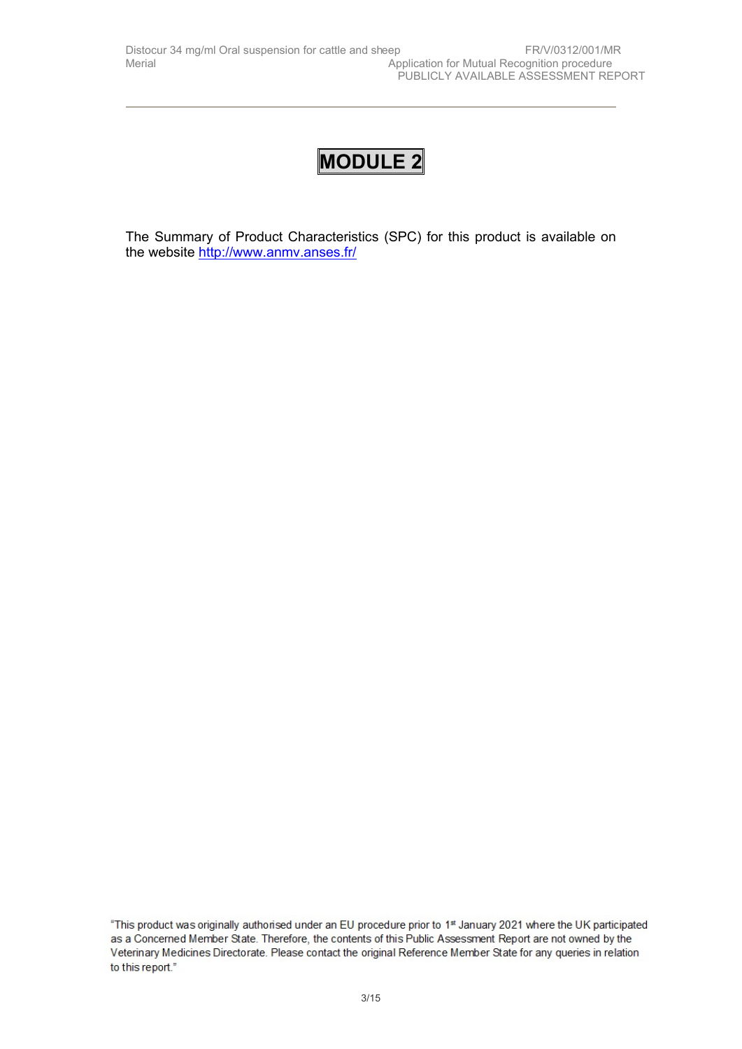# MODULE 2

The Summary of Product Characteristics (SPC) for this product is available on the website http://www.anmv.anses.fr/

"This product was originally authorised under an EU procedure prior to 1st January 2021 where the UK participated as a Concerned Member State. Therefore, the contents of this Public Assessment Report are not owned by the Veterinary Medicines Directorate. Please contact the original Reference Member State for any queries in relation to this report."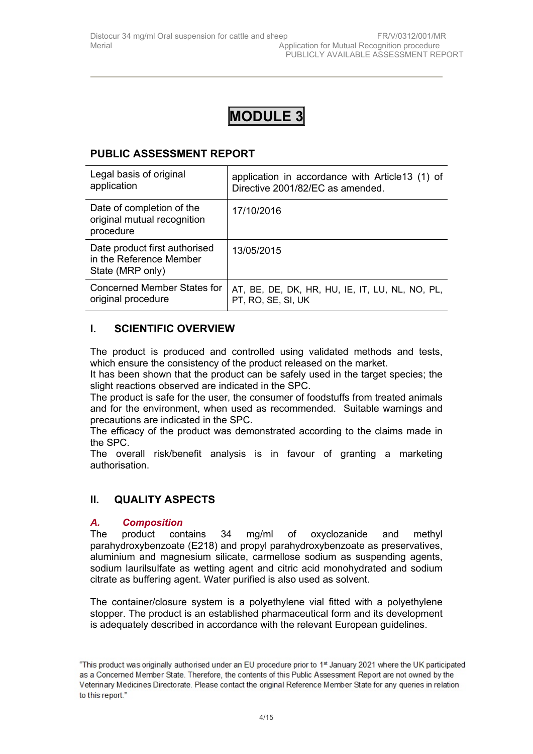# MODULE 3

## PUBLIC ASSESSMENT REPORT

| Legal basis of original application | application in accordance with Article13 (1) of Directive 2001/82/EC as amended. |
|---|---|
| Date of completion of the original mutual recognition procedure | 17/10/2016 |
| Date product first authorised in the Reference Member State (MRP only) | 13/05/2015 |
| Concerned Member States for original procedure | AT, BE, DE, DK, HR, HU, IE, IT, LU, NL, NO, PL, PT, RO, SE, SI, UK |

## I. SCIENTIFIC OVERVIEW

The product is produced and controlled using validated methods and tests, which ensure the consistency of the product released on the market.
It has been shown that the product can be safely used in the target species; the slight reactions observed are indicated in the SPC.
The product is safe for the user, the consumer of foodstuffs from treated animals and for the environment, when used as recommended. Suitable warnings and precautions are indicated in the SPC.
The efficacy of the product was demonstrated according to the claims made in the SPC.
The overall risk/benefit analysis is in favour of granting a marketing authorisation.

## II. QUALITY ASPECTS

### *A. Composition*

The product contains 34 mg/ml of oxyclozanide and methyl parahydroxybenzoate (E218) and propyl parahydroxybenzoate as preservatives, aluminium and magnesium silicate, carmellose sodium as suspending agents, sodium laurilsulfate as wetting agent and citric acid monohydrated and sodium citrate as buffering agent. Water purified is also used as solvent.

The container/closure system is a polyethylene vial fitted with a polyethylene stopper. The product is an established pharmaceutical form and its development is adequately described in accordance with the relevant European guidelines.

"This product was originally authorised under an EU procedure prior to 1st January 2021 where the UK participated as a Concerned Member State. Therefore, the contents of this Public Assessment Report are not owned by the Veterinary Medicines Directorate. Please contact the original Reference Member State for any queries in relation to this report."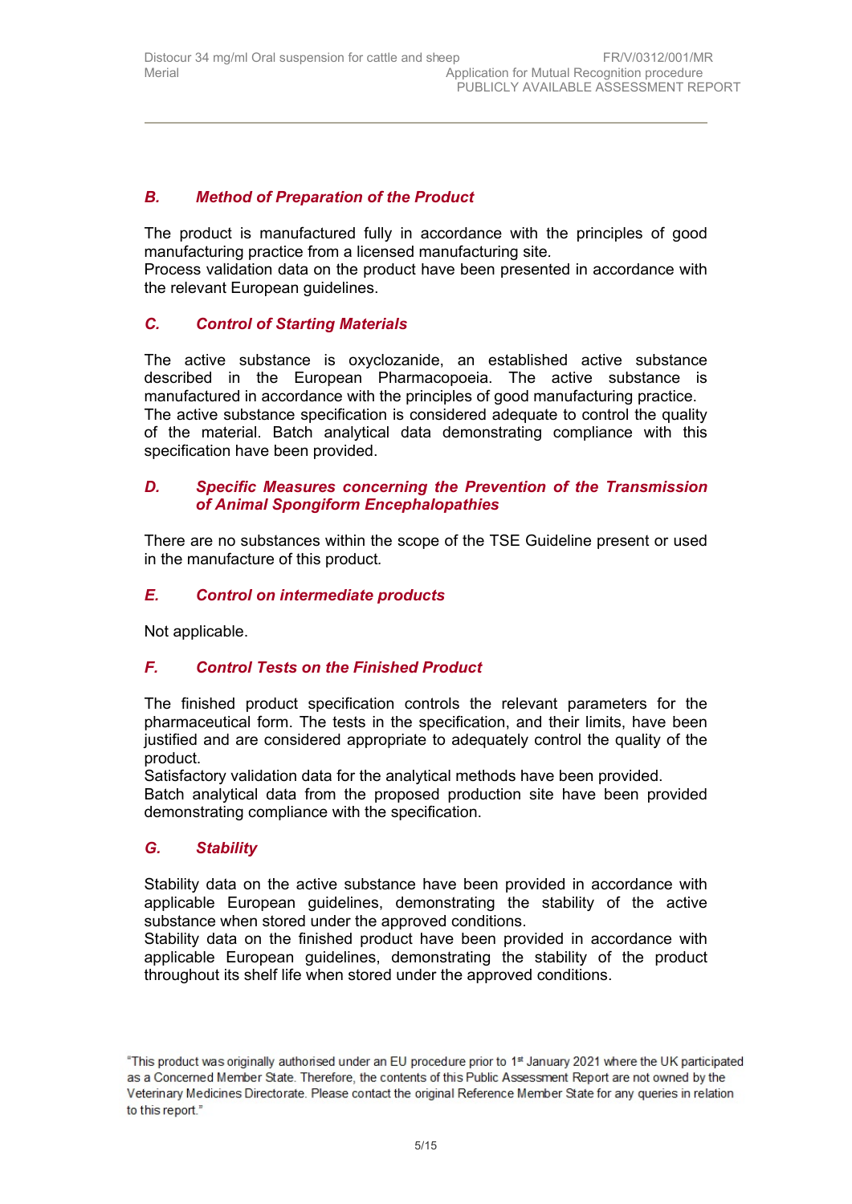### *B. Method of Preparation of the Product*

The product is manufactured fully in accordance with the principles of good manufacturing practice from a licensed manufacturing site.
Process validation data on the product have been presented in accordance with the relevant European guidelines.

### *C. Control of Starting Materials*

The active substance is oxyclozanide, an established active substance described in the European Pharmacopoeia. The active substance is manufactured in accordance with the principles of good manufacturing practice.
The active substance specification is considered adequate to control the quality of the material. Batch analytical data demonstrating compliance with this specification have been provided.

### *D. Specific Measures concerning the Prevention of the Transmission of Animal Spongiform Encephalopathies*

There are no substances within the scope of the TSE Guideline present or used in the manufacture of this product.

### *E. Control on intermediate products*

Not applicable.

### *F. Control Tests on the Finished Product*

The finished product specification controls the relevant parameters for the pharmaceutical form. The tests in the specification, and their limits, have been justified and are considered appropriate to adequately control the quality of the product.
Satisfactory validation data for the analytical methods have been provided.
Batch analytical data from the proposed production site have been provided demonstrating compliance with the specification.

### *G. Stability*

Stability data on the active substance have been provided in accordance with applicable European guidelines, demonstrating the stability of the active substance when stored under the approved conditions.
Stability data on the finished product have been provided in accordance with applicable European guidelines, demonstrating the stability of the product throughout its shelf life when stored under the approved conditions.

"This product was originally authorised under an EU procedure prior to 1st January 2021 where the UK participated as a Concerned Member State. Therefore, the contents of this Public Assessment Report are not owned by the Veterinary Medicines Directorate. Please contact the original Reference Member State for any queries in relation to this report."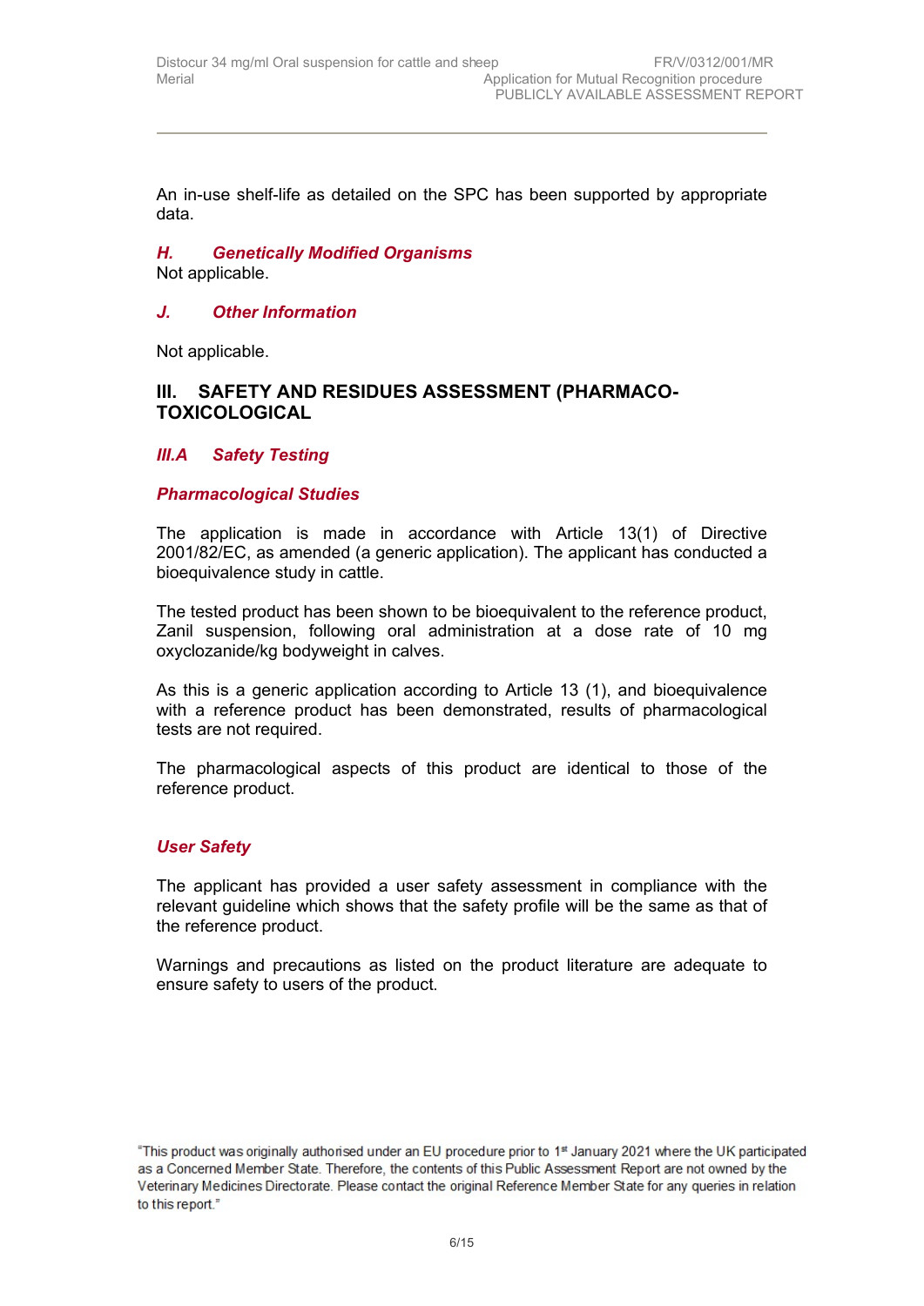An in-use shelf-life as detailed on the SPC has been supported by appropriate data.

### *H. Genetically Modified Organisms*

Not applicable.

### *J. Other Information*

Not applicable.

## III. SAFETY AND RESIDUES ASSESSMENT (PHARMACO-TOXICOLOGICAL

### *III.A Safety Testing*

#### *Pharmacological Studies*

The application is made in accordance with Article 13(1) of Directive 2001/82/EC, as amended (a generic application). The applicant has conducted a bioequivalence study in cattle.

The tested product has been shown to be bioequivalent to the reference product, Zanil suspension, following oral administration at a dose rate of 10 mg oxyclozanide/kg bodyweight in calves.

As this is a generic application according to Article 13 (1), and bioequivalence with a reference product has been demonstrated, results of pharmacological tests are not required.

The pharmacological aspects of this product are identical to those of the reference product.

#### *User Safety*

The applicant has provided a user safety assessment in compliance with the relevant guideline which shows that the safety profile will be the same as that of the reference product.

Warnings and precautions as listed on the product literature are adequate to ensure safety to users of the product.

"This product was originally authorised under an EU procedure prior to 1st January 2021 where the UK participated as a Concerned Member State. Therefore, the contents of this Public Assessment Report are not owned by the Veterinary Medicines Directorate. Please contact the original Reference Member State for any queries in relation to this report."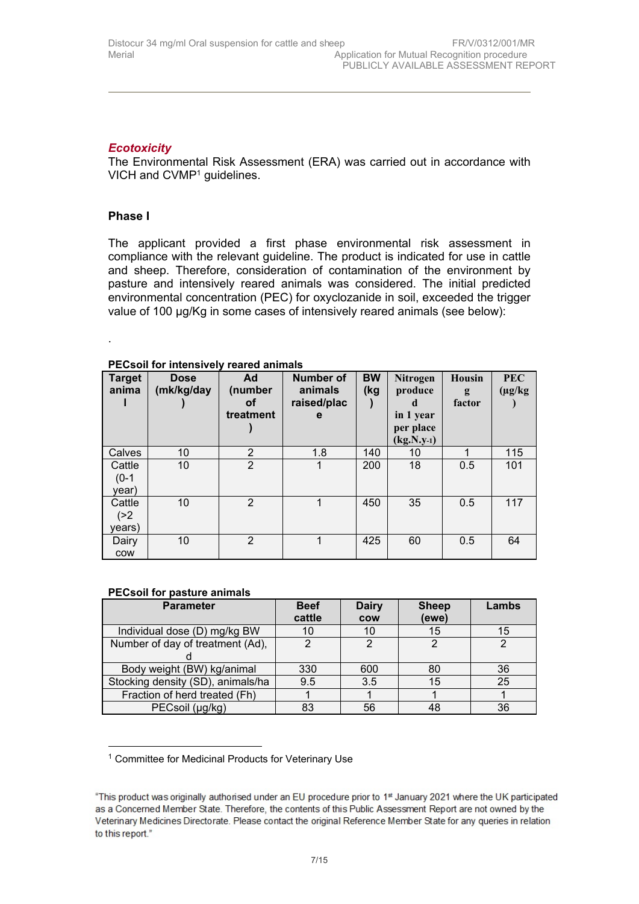### *Ecotoxicity*

The Environmental Risk Assessment (ERA) was carried out in accordance with VICH and CVMP[1] guidelines.

#### Phase I

The applicant provided a first phase environmental risk assessment in compliance with the relevant guideline. The product is indicated for use in cattle and sheep. Therefore, consideration of contamination of the environment by pasture and intensively reared animals was considered. The initial predicted environmental concentration (PEC) for oxyclozanide in soil, exceeded the trigger value of 100 µg/Kg in some cases of intensively reared animals (see below):

.

**PECsoil for intensively reared animals**

| Target animal | Dose (mk/kg/day) | Ad (number of treatment) | Number of animals raised/place | BW (kg) | Nitrogen produced in 1 year per place ($kg.N.y^{-1}$) | Housing factor | PEC (µg/kg) |
|---|---|---|---|---|---|---|---|
| Calves | 10 | 2 | 1.8 | 140 | 10 | 1 | 115 |
| Cattle (0-1 year) | 10 | 2 | 1 | 200 | 18 | 0.5 | 101 |
| Cattle (>2 years) | 10 | 2 | 1 | 450 | 35 | 0.5 | 117 |
| Dairy cow | 10 | 2 | 1 | 425 | 60 | 0.5 | 64 |

**PECsoil for pasture animals**

| Parameter | Beef cattle | Dairy cow | Sheep (ewe) | Lambs |
|---|---|---|---|---|
| Individual dose (D) mg/kg BW | 10 | 10 | 15 | 15 |
| Number of day of treatment (Ad), d | 2 | 2 | 2 | 2 |
| Body weight (BW) kg/animal | 330 | 600 | 80 | 36 |
| Stocking density (SD), animals/ha | 9.5 | 3.5 | 15 | 25 |
| Fraction of herd treated (Fh) | 1 | 1 | 1 | 1 |
| PECsoil (µg/kg) | 83 | 56 | 48 | 36 |

[1] Committee for Medicinal Products for Veterinary Use

"This product was originally authorised under an EU procedure prior to 1st January 2021 where the UK participated as a Concerned Member State. Therefore, the contents of this Public Assessment Report are not owned by the Veterinary Medicines Directorate. Please contact the original Reference Member State for any queries in relation to this report."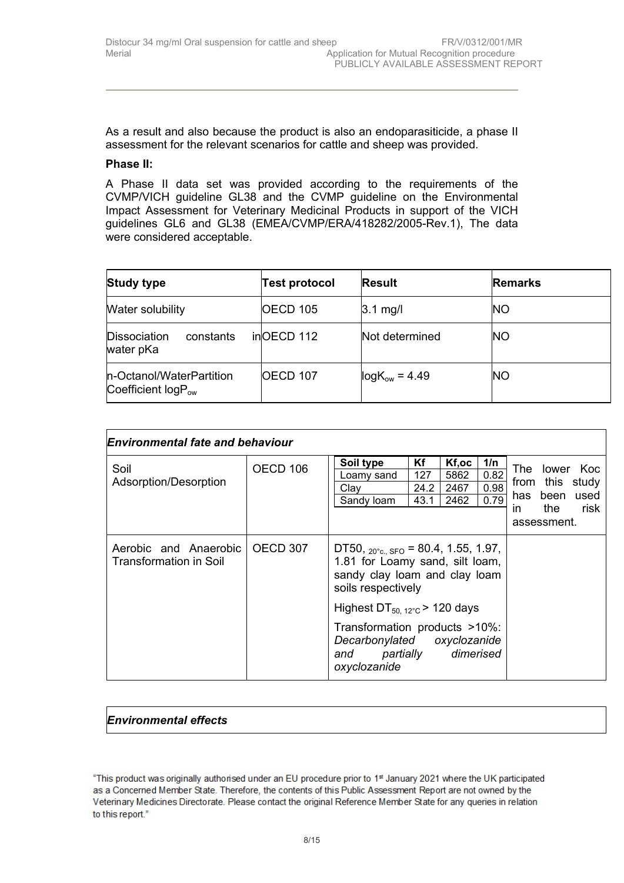As a result and also because the product is also an endoparasiticide, a phase II assessment for the relevant scenarios for cattle and sheep was provided.

**Phase II:**

A Phase II data set was provided according to the requirements of the CVMP/VICH guideline GL38 and the CVMP guideline on the Environmental Impact Assessment for Veterinary Medicinal Products in support of the VICH guidelines GL6 and GL38 (EMEA/CVMP/ERA/418282/2005-Rev.1), The data were considered acceptable.

| **Study type** | **Test protocol** | **Result** | **Remarks** |
|---|---|---|---|
| Water solubility | OECD 105 | 3.1 mg/l | NO |
| Dissociation constants in water pKa | OECD 112 | Not determined | NO |
| n-Octanol/WaterPartition Coefficient $logP_{ow}$ | OECD 107 | $logK_{ow}$ = 4.49 | NO |

| ***Environmental fate and behaviour*** | | | |
|---|---|---|---|
| Soil Adsorption/Desorption | OECD 106 | **Soil type** / **Kf** / **Kf,oc** / **1/n**:<br>Loamy sand / 127 / 5862 / 0.82<br>Clay / 24.2 / 2467 / 0.98<br>Sandy loam / 43.1 / 2462 / 0.79 | The lower Koc from this study has been used in the risk assessment. |
| Aerobic and Anaerobic Transformation in Soil | OECD 307 | $DT50_{,\ 20°c.,\ SFO}$ = 80.4, 1.55, 1.97, 1.81 for Loamy sand, silt loam, sandy clay loam and clay loam soils respectively<br><br>Highest $DT_{50,\ 12°C}$ > 120 days<br><br>Transformation products >10%: *Decarbonylated oxyclozanide and partially dimerised oxyclozanide* | |

| ***Environmental effects*** |
|---|

"This product was originally authorised under an EU procedure prior to 1st January 2021 where the UK participated as a Concerned Member State. Therefore, the contents of this Public Assessment Report are not owned by the Veterinary Medicines Directorate. Please contact the original Reference Member State for any queries in relation to this report."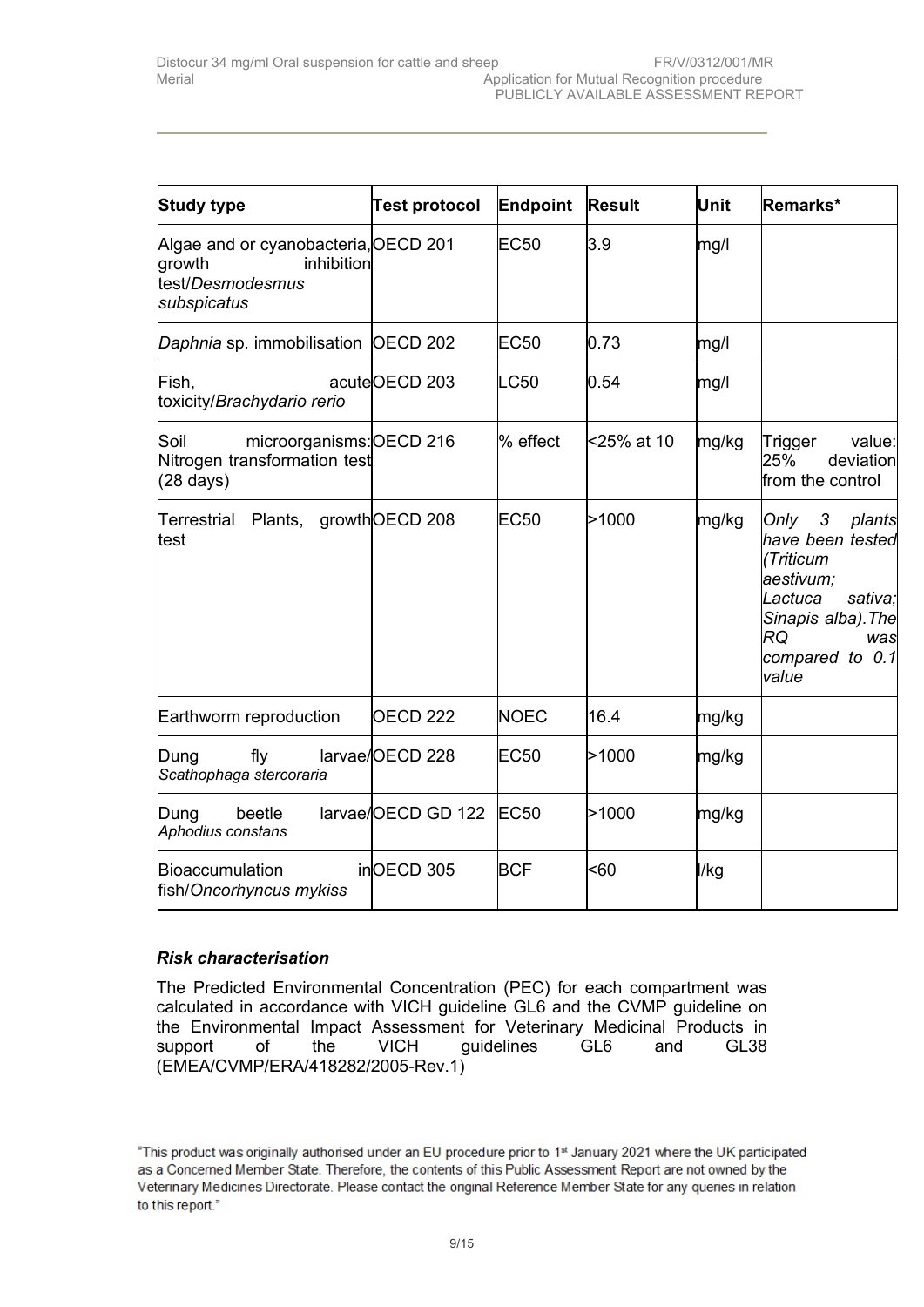| Study type | Test protocol | Endpoint | Result | Unit | Remarks* |
|---|---|---|---|---|---|
| Algae and or cyanobacteria, growth inhibition test/*Desmodesmus subspicatus* | OECD 201 | EC50 | 3.9 | mg/l | |
| *Daphnia* sp. immobilisation | OECD 202 | EC50 | 0.73 | mg/l | |
| Fish, acute toxicity/*Brachydario rerio* | OECD 203 | LC50 | 0.54 | mg/l | |
| Soil microorganisms: Nitrogen transformation test (28 days) | OECD 216 | % effect | <25% at 10 | mg/kg | Trigger value: 25% deviation from the control |
| Terrestrial Plants, growth test | OECD 208 | EC50 | >1000 | mg/kg | *Only 3 plants have been tested (Triticum aestivum; Lactuca sativa; Sinapis alba).The RQ was compared to 0.1 value* |
| Earthworm reproduction | OECD 222 | NOEC | 16.4 | mg/kg | |
| Dung fly larvae/ *Scathophaga stercoraria* | OECD 228 | EC50 | >1000 | mg/kg | |
| Dung beetle larvae/ *Aphodius constans* | OECD GD 122 | EC50 | >1000 | mg/kg | |
| Bioaccumulation in fish/*Oncorhyncus mykiss* | OECD 305 | BCF | <60 | l/kg | |

### *Risk characterisation*

The Predicted Environmental Concentration (PEC) for each compartment was calculated in accordance with VICH guideline GL6 and the CVMP guideline on the Environmental Impact Assessment for Veterinary Medicinal Products in support of the VICH guidelines GL6 and GL38 (EMEA/CVMP/ERA/418282/2005-Rev.1)

"This product was originally authorised under an EU procedure prior to 1st January 2021 where the UK participated as a Concerned Member State. Therefore, the contents of this Public Assessment Report are not owned by the Veterinary Medicines Directorate. Please contact the original Reference Member State for any queries in relation to this report."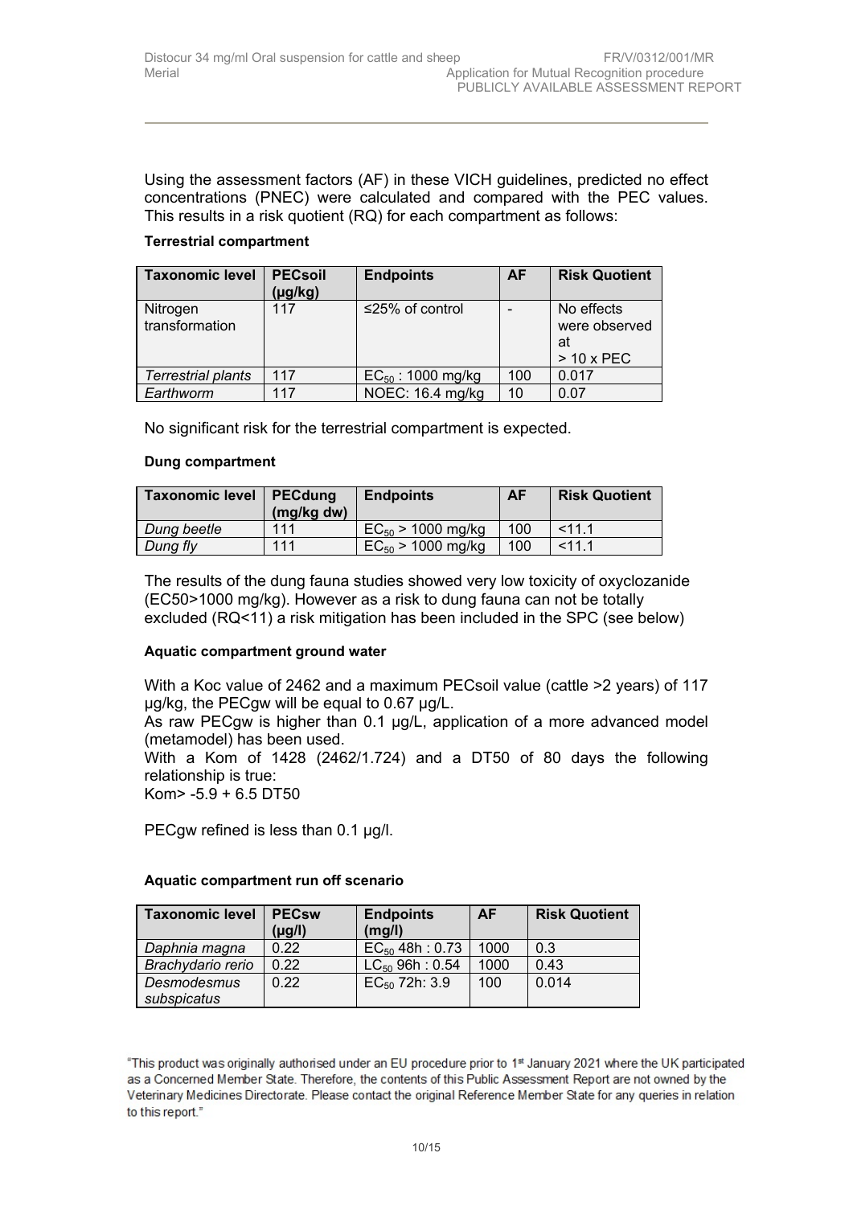Using the assessment factors (AF) in these VICH guidelines, predicted no effect concentrations (PNEC) were calculated and compared with the PEC values. This results in a risk quotient (RQ) for each compartment as follows:

**Terrestrial compartment**

| Taxonomic level | PECsoil (µg/kg) | Endpoints | AF | Risk Quotient |
|---|---|---|---|---|
| Nitrogen transformation | 117 | ≤25% of control | - | No effects were observed at > 10 x PEC |
| *Terrestrial plants* | 117 | $EC_{50}$ : 1000 mg/kg | 100 | 0.017 |
| *Earthworm* | 117 | NOEC: 16.4 mg/kg | 10 | 0.07 |

No significant risk for the terrestrial compartment is expected.

**Dung compartment**

| Taxonomic level | PECdung (mg/kg dw) | Endpoints | AF | Risk Quotient |
|---|---|---|---|---|
| *Dung beetle* | 111 | $EC_{50}$ > 1000 mg/kg | 100 | <11.1 |
| *Dung fly* | 111 | $EC_{50}$ > 1000 mg/kg | 100 | <11.1 |

The results of the dung fauna studies showed very low toxicity of oxyclozanide (EC50>1000 mg/kg). However as a risk to dung fauna can not be totally excluded (RQ<11) a risk mitigation has been included in the SPC (see below)

**Aquatic compartment ground water**

With a Koc value of 2462 and a maximum PECsoil value (cattle >2 years) of 117 µg/kg, the PECgw will be equal to 0.67 µg/L.
As raw PECgw is higher than 0.1 µg/L, application of a more advanced model (metamodel) has been used.
With a Kom of 1428 (2462/1.724) and a DT50 of 80 days the following relationship is true:
Kom> -5.9 + 6.5 DT50

PECgw refined is less than 0.1 µg/l.

**Aquatic compartment run off scenario**

| Taxonomic level | PECsw (µg/l) | Endpoints (mg/l) | AF | Risk Quotient |
|---|---|---|---|---|
| *Daphnia magna* | 0.22 | $EC_{50}$ 48h : 0.73 | 1000 | 0.3 |
| *Brachydario rerio* | 0.22 | $LC_{50}$ 96h : 0.54 | 1000 | 0.43 |
| *Desmodesmus subspicatus* | 0.22 | $EC_{50}$ 72h: 3.9 | 100 | 0.014 |

"This product was originally authorised under an EU procedure prior to 1st January 2021 where the UK participated as a Concerned Member State. Therefore, the contents of this Public Assessment Report are not owned by the Veterinary Medicines Directorate. Please contact the original Reference Member State for any queries in relation to this report."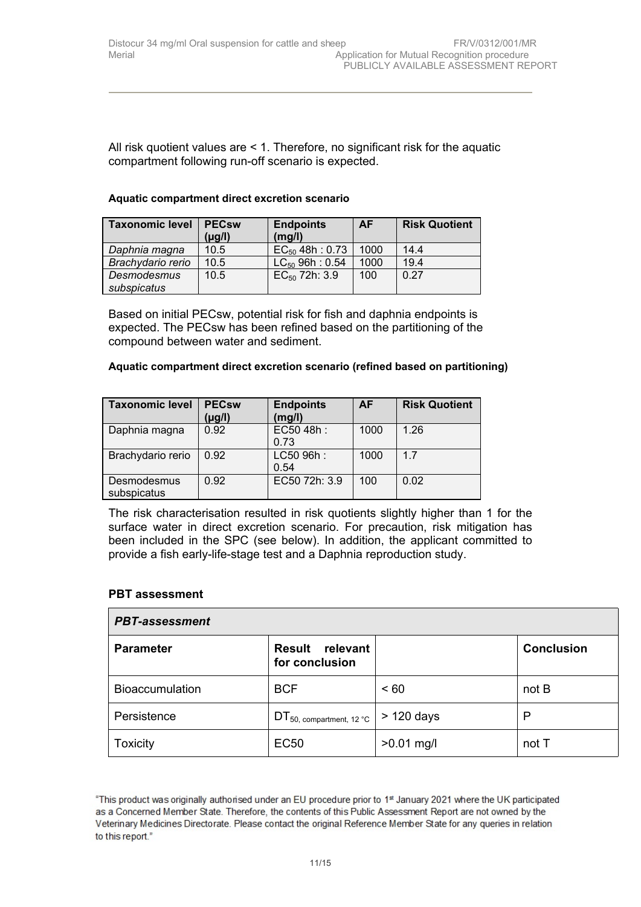All risk quotient values are < 1. Therefore, no significant risk for the aquatic compartment following run-off scenario is expected.

**Aquatic compartment direct excretion scenario**

| Taxonomic level | PECsw (µg/l) | Endpoints (mg/l) | AF | Risk Quotient |
|---|---|---|---|---|
| *Daphnia magna* | 10.5 | $EC_{50}$ 48h : 0.73 | 1000 | 14.4 |
| *Brachydario rerio* | 10.5 | $LC_{50}$ 96h : 0.54 | 1000 | 19.4 |
| *Desmodesmus subspicatus* | 10.5 | $EC_{50}$ 72h: 3.9 | 100 | 0.27 |

Based on initial PECsw, potential risk for fish and daphnia endpoints is expected. The PECsw has been refined based on the partitioning of the compound between water and sediment.

**Aquatic compartment direct excretion scenario (refined based on partitioning)**

| Taxonomic level | PECsw (µg/l) | Endpoints (mg/l) | AF | Risk Quotient |
|---|---|---|---|---|
| Daphnia magna | 0.92 | EC50 48h : 0.73 | 1000 | 1.26 |
| Brachydario rerio | 0.92 | LC50 96h : 0.54 | 1000 | 1.7 |
| Desmodesmus subspicatus | 0.92 | EC50 72h: 3.9 | 100 | 0.02 |

The risk characterisation resulted in risk quotients slightly higher than 1 for the surface water in direct excretion scenario. For precaution, risk mitigation has been included in the SPC (see below). In addition, the applicant committed to provide a fish early-life-stage test and a Daphnia reproduction study.

**PBT assessment**

| *PBT-assessment* | | | |
|---|---|---|---|
| **Parameter** | **Result relevant for conclusion** | | **Conclusion** |
| Bioaccumulation | BCF | < 60 | not B |
| Persistence | $DT_{50,\ compartment,\ 12\ °C}$ | > 120 days | P |
| Toxicity | EC50 | >0.01 mg/l | not T |

"This product was originally authorised under an EU procedure prior to 1st January 2021 where the UK participated as a Concerned Member State. Therefore, the contents of this Public Assessment Report are not owned by the Veterinary Medicines Directorate. Please contact the original Reference Member State for any queries in relation to this report."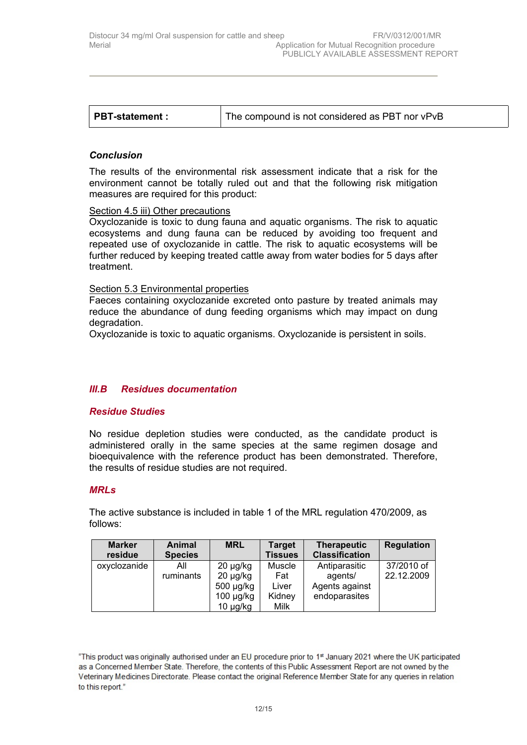| PBT-statement : | The compound is not considered as PBT nor vPvB |
|---|---|

### *Conclusion*

The results of the environmental risk assessment indicate that a risk for the environment cannot be totally ruled out and that the following risk mitigation measures are required for this product:

<u>Section 4.5 iii) Other precautions</u>
Oxyclozanide is toxic to dung fauna and aquatic organisms. The risk to aquatic ecosystems and dung fauna can be reduced by avoiding too frequent and repeated use of oxyclozanide in cattle. The risk to aquatic ecosystems will be further reduced by keeping treated cattle away from water bodies for 5 days after treatment.

<u>Section 5.3 Environmental properties</u>
Faeces containing oxyclozanide excreted onto pasture by treated animals may reduce the abundance of dung feeding organisms which may impact on dung degradation.
Oxyclozanide is toxic to aquatic organisms. Oxyclozanide is persistent in soils.

## *III.B Residues documentation*

### *Residue Studies*

No residue depletion studies were conducted, as the candidate product is administered orally in the same species at the same regimen dosage and bioequivalence with the reference product has been demonstrated. Therefore, the results of residue studies are not required.

### *MRLs*

The active substance is included in table 1 of the MRL regulation 470/2009, as follows:

| Marker residue | Animal Species | MRL | Target Tissues | Therapeutic Classification | Regulation |
|---|---|---|---|---|---|
| oxyclozanide | All ruminants | 20 µg/kg<br>20 µg/kg<br>500 µg/kg<br>100 µg/kg<br>10 µg/kg | Muscle<br>Fat<br>Liver<br>Kidney<br>Milk | Antiparasitic agents/ Agents against endoparasites | 37/2010 of 22.12.2009 |

"This product was originally authorised under an EU procedure prior to 1st January 2021 where the UK participated as a Concerned Member State. Therefore, the contents of this Public Assessment Report are not owned by the Veterinary Medicines Directorate. Please contact the original Reference Member State for any queries in relation to this report."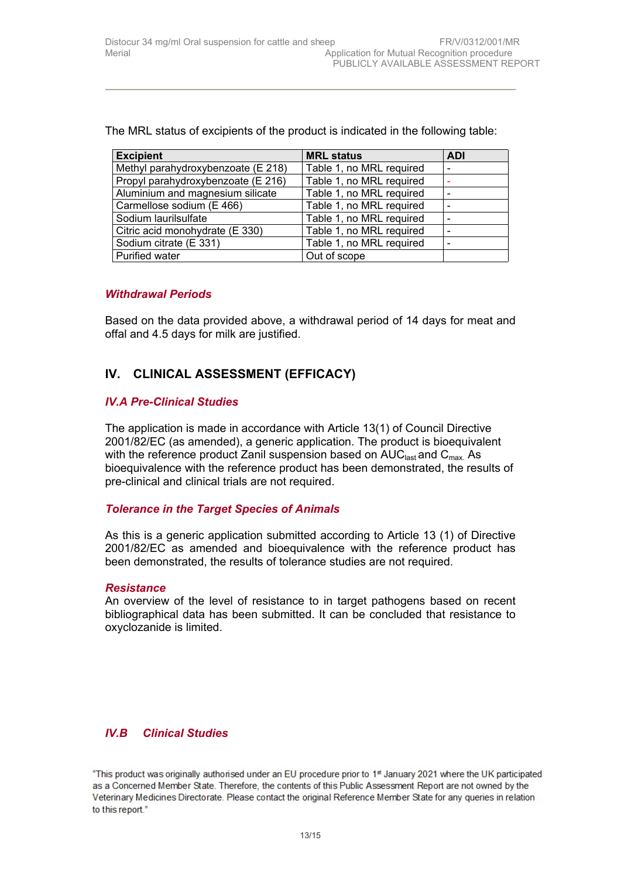The MRL status of excipients of the product is indicated in the following table:

| Excipient | MRL status | ADI |
|---|---|---|
| Methyl parahydroxybenzoate (E 218) | Table 1, no MRL required | - |
| Propyl parahydroxybenzoate (E 216) | Table 1, no MRL required | - |
| Aluminium and magnesium silicate | Table 1, no MRL required | - |
| Carmellose sodium (E 466) | Table 1, no MRL required | - |
| Sodium laurilsulfate | Table 1, no MRL required | - |
| Citric acid monohydrate (E 330) | Table 1, no MRL required | - |
| Sodium citrate (E 331) | Table 1, no MRL required | - |
| Purified water | Out of scope | |

### *Withdrawal Periods*

Based on the data provided above, a withdrawal period of 14 days for meat and offal and 4.5 days for milk are justified.

## IV. CLINICAL ASSESSMENT (EFFICACY)

### *IV.A Pre-Clinical Studies*

The application is made in accordance with Article 13(1) of Council Directive 2001/82/EC (as amended), a generic application. The product is bioequivalent with the reference product Zanil suspension based on $AUC_{last}$ and $C_{max}$. As bioequivalence with the reference product has been demonstrated, the results of pre-clinical and clinical trials are not required.

### *Tolerance in the Target Species of Animals*

As this is a generic application submitted according to Article 13 (1) of Directive 2001/82/EC as amended and bioequivalence with the reference product has been demonstrated, the results of tolerance studies are not required.

### *Resistance*

An overview of the level of resistance to in target pathogens based on recent bibliographical data has been submitted. It can be concluded that resistance to oxyclozanide is limited.

### *IV.B Clinical Studies*

"This product was originally authorised under an EU procedure prior to 1st January 2021 where the UK participated as a Concerned Member State. Therefore, the contents of this Public Assessment Report are not owned by the Veterinary Medicines Directorate. Please contact the original Reference Member State for any queries in relation to this report."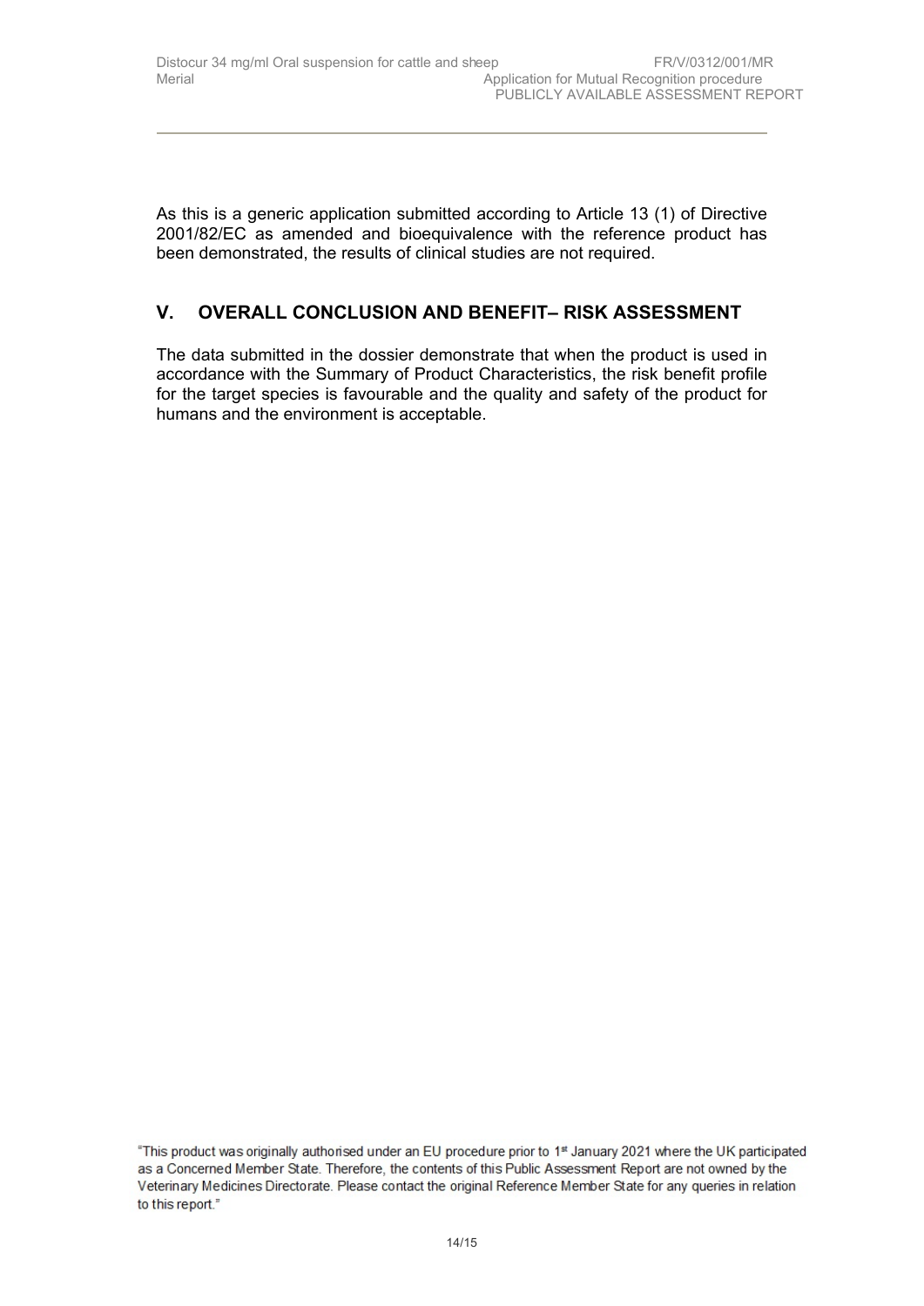As this is a generic application submitted according to Article 13 (1) of Directive 2001/82/EC as amended and bioequivalence with the reference product has been demonstrated, the results of clinical studies are not required.

## V. OVERALL CONCLUSION AND BENEFIT– RISK ASSESSMENT

The data submitted in the dossier demonstrate that when the product is used in accordance with the Summary of Product Characteristics, the risk benefit profile for the target species is favourable and the quality and safety of the product for humans and the environment is acceptable.

"This product was originally authorised under an EU procedure prior to 1st January 2021 where the UK participated as a Concerned Member State. Therefore, the contents of this Public Assessment Report are not owned by the Veterinary Medicines Directorate. Please contact the original Reference Member State for any queries in relation to this report."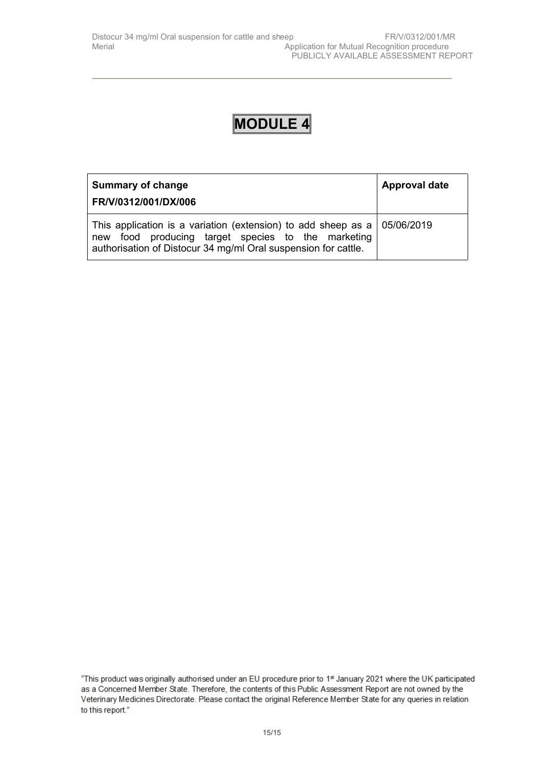# MODULE 4

| **Summary of change**<br>**FR/V/0312/001/DX/006** | **Approval date** |
| --- | --- |
| This application is a variation (extension) to add sheep as a new food producing target species to the marketing authorisation of Distocur 34 mg/ml Oral suspension for cattle. | 05/06/2019 |

"This product was originally authorised under an EU procedure prior to 1st January 2021 where the UK participated as a Concerned Member State. Therefore, the contents of this Public Assessment Report are not owned by the Veterinary Medicines Directorate. Please contact the original Reference Member State for any queries in relation to this report."